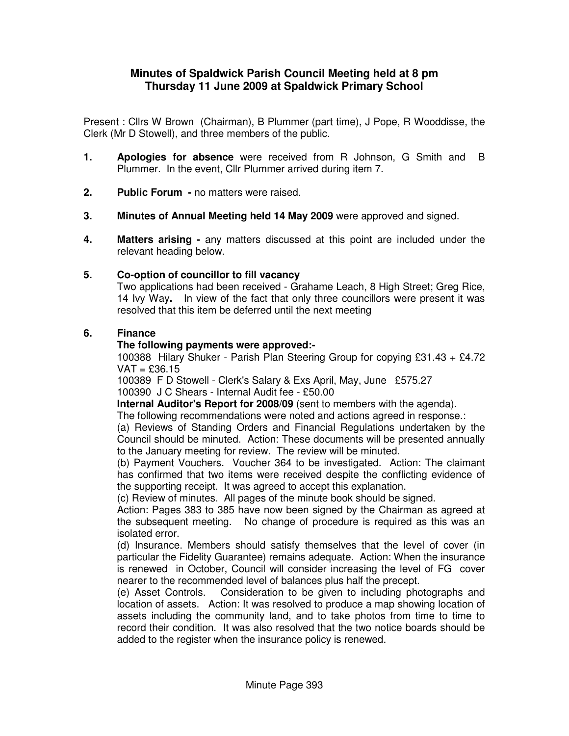# Minutes of Spaldwick Parish Council Meeting held at 8 pm
# Thursday 11 June 2009 at Spaldwick Primary School

Present : Cllrs W Brown (Chairman), B Plummer (part time), J Pope, R Wooddisse, the Clerk (Mr D Stowell), and three members of the public.

1. **Apologies for absence** were received from R Johnson, G Smith and B Plummer. In the event, Cllr Plummer arrived during item 7.

2. **Public Forum -** no matters were raised.

3. **Minutes of Annual Meeting held 14 May 2009** were approved and signed.

4. **Matters arising -** any matters discussed at this point are included under the relevant heading below.

5. **Co-option of councillor to fill vacancy**

   Two applications had been received - Grahame Leach, 8 High Street; Greg Rice, 14 Ivy Way**.** In view of the fact that only three councillors were present it was resolved that this item be deferred until the next meeting

6. **Finance**

   **The following payments were approved:-**

   100388 Hilary Shuker - Parish Plan Steering Group for copying £31.43 + £4.72 VAT = £36.15

   100389 F D Stowell - Clerk's Salary & Exs April, May, June £575.27

   100390 J C Shears - Internal Audit fee - £50.00

   **Internal Auditor's Report for 2008/09** (sent to members with the agenda).

   The following recommendations were noted and actions agreed in response.:

   (a) Reviews of Standing Orders and Financial Regulations undertaken by the Council should be minuted. Action: These documents will be presented annually to the January meeting for review. The review will be minuted.

   (b) Payment Vouchers. Voucher 364 to be investigated. Action: The claimant has confirmed that two items were received despite the conflicting evidence of the supporting receipt. It was agreed to accept this explanation.

   (c) Review of minutes. All pages of the minute book should be signed.

   Action: Pages 383 to 385 have now been signed by the Chairman as agreed at the subsequent meeting. No change of procedure is required as this was an isolated error.

   (d) Insurance. Members should satisfy themselves that the level of cover (in particular the Fidelity Guarantee) remains adequate. Action: When the insurance is renewed in October, Council will consider increasing the level of FG cover nearer to the recommended level of balances plus half the precept.

   (e) Asset Controls. Consideration to be given to including photographs and location of assets. Action: It was resolved to produce a map showing location of assets including the community land, and to take photos from time to time to record their condition. It was also resolved that the two notice boards should be added to the register when the insurance policy is renewed.

Minute Page 393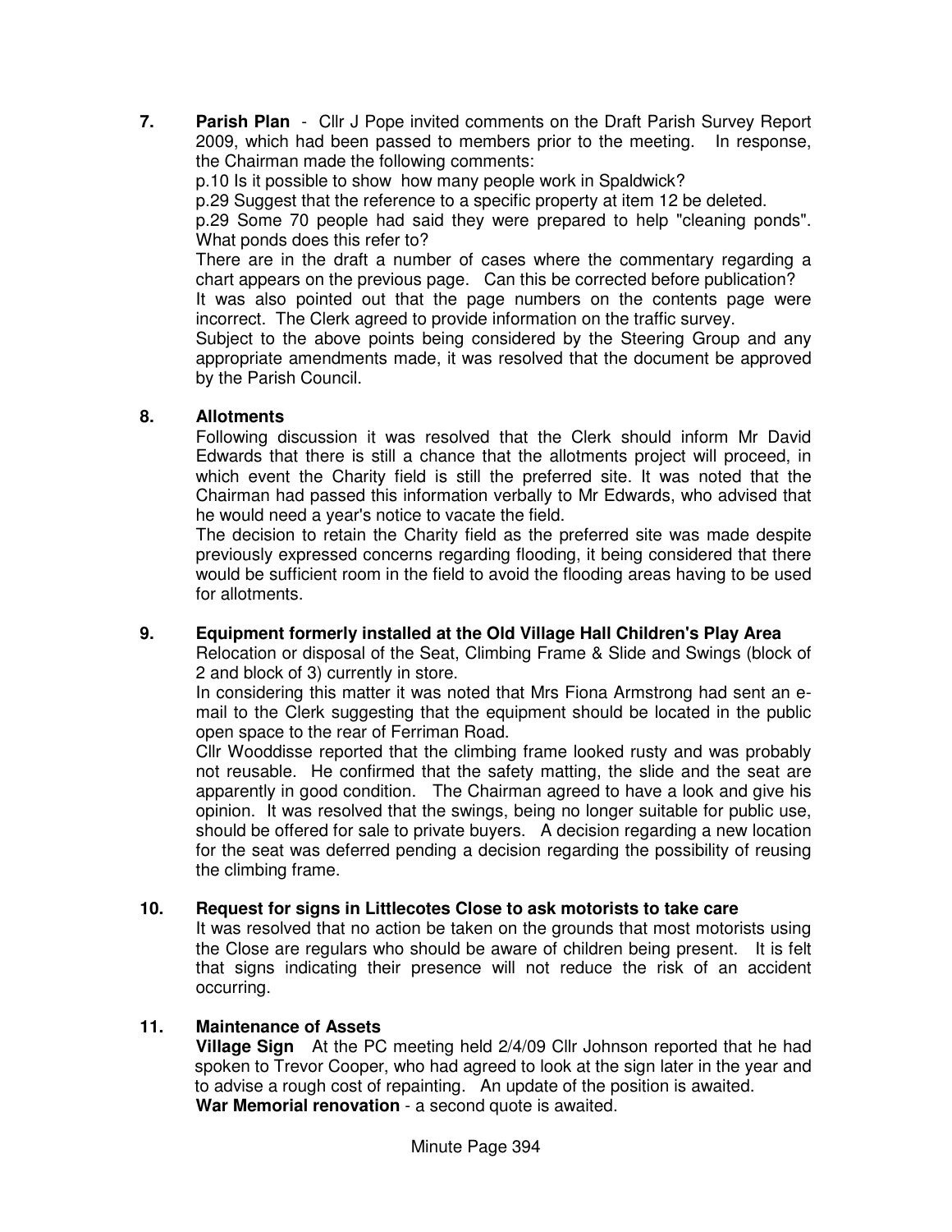**7. Parish Plan** - Cllr J Pope invited comments on the Draft Parish Survey Report 2009, which had been passed to members prior to the meeting. In response, the Chairman made the following comments:

p.10 Is it possible to show how many people work in Spaldwick?

p.29 Suggest that the reference to a specific property at item 12 be deleted.

p.29 Some 70 people had said they were prepared to help "cleaning ponds". What ponds does this refer to?

There are in the draft a number of cases where the commentary regarding a chart appears on the previous page. Can this be corrected before publication?

It was also pointed out that the page numbers on the contents page were incorrect. The Clerk agreed to provide information on the traffic survey.

Subject to the above points being considered by the Steering Group and any appropriate amendments made, it was resolved that the document be approved by the Parish Council.

**8. Allotments**

Following discussion it was resolved that the Clerk should inform Mr David Edwards that there is still a chance that the allotments project will proceed, in which event the Charity field is still the preferred site. It was noted that the Chairman had passed this information verbally to Mr Edwards, who advised that he would need a year's notice to vacate the field.

The decision to retain the Charity field as the preferred site was made despite previously expressed concerns regarding flooding, it being considered that there would be sufficient room in the field to avoid the flooding areas having to be used for allotments.

**9. Equipment formerly installed at the Old Village Hall Children's Play Area**

Relocation or disposal of the Seat, Climbing Frame & Slide and Swings (block of 2 and block of 3) currently in store.

In considering this matter it was noted that Mrs Fiona Armstrong had sent an e-mail to the Clerk suggesting that the equipment should be located in the public open space to the rear of Ferriman Road.

Cllr Wooddisse reported that the climbing frame looked rusty and was probably not reusable. He confirmed that the safety matting, the slide and the seat are apparently in good condition. The Chairman agreed to have a look and give his opinion. It was resolved that the swings, being no longer suitable for public use, should be offered for sale to private buyers. A decision regarding a new location for the seat was deferred pending a decision regarding the possibility of reusing the climbing frame.

**10. Request for signs in Littlecotes Close to ask motorists to take care**

It was resolved that no action be taken on the grounds that most motorists using the Close are regulars who should be aware of children being present. It is felt that signs indicating their presence will not reduce the risk of an accident occurring.

**11. Maintenance of Assets**

**Village Sign** At the PC meeting held 2/4/09 Cllr Johnson reported that he had spoken to Trevor Cooper, who had agreed to look at the sign later in the year and to advise a rough cost of repainting. An update of the position is awaited.

**War Memorial renovation** - a second quote is awaited.

Minute Page 394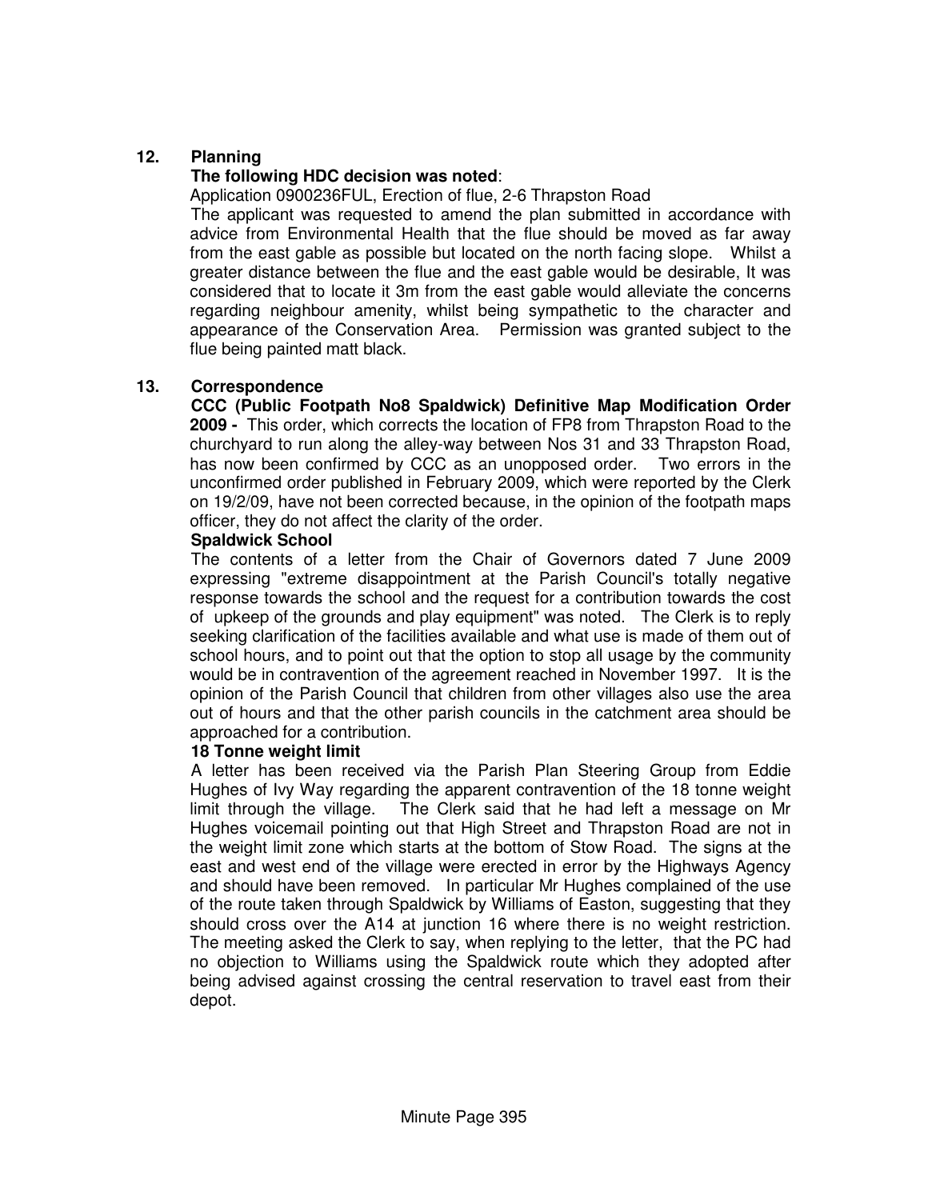## 12. Planning

**The following HDC decision was noted**:

Application 0900236FUL, Erection of flue, 2-6 Thrapston Road

The applicant was requested to amend the plan submitted in accordance with advice from Environmental Health that the flue should be moved as far away from the east gable as possible but located on the north facing slope. Whilst a greater distance between the flue and the east gable would be desirable, It was considered that to locate it 3m from the east gable would alleviate the concerns regarding neighbour amenity, whilst being sympathetic to the character and appearance of the Conservation Area. Permission was granted subject to the flue being painted matt black.

## 13. Correspondence

**CCC (Public Footpath No8 Spaldwick) Definitive Map Modification Order 2009 -** This order, which corrects the location of FP8 from Thrapston Road to the churchyard to run along the alley-way between Nos 31 and 33 Thrapston Road, has now been confirmed by CCC as an unopposed order. Two errors in the unconfirmed order published in February 2009, which were reported by the Clerk on 19/2/09, have not been corrected because, in the opinion of the footpath maps officer, they do not affect the clarity of the order.

**Spaldwick School**

The contents of a letter from the Chair of Governors dated 7 June 2009 expressing "extreme disappointment at the Parish Council's totally negative response towards the school and the request for a contribution towards the cost of upkeep of the grounds and play equipment" was noted. The Clerk is to reply seeking clarification of the facilities available and what use is made of them out of school hours, and to point out that the option to stop all usage by the community would be in contravention of the agreement reached in November 1997. It is the opinion of the Parish Council that children from other villages also use the area out of hours and that the other parish councils in the catchment area should be approached for a contribution.

**18 Tonne weight limit**

A letter has been received via the Parish Plan Steering Group from Eddie Hughes of Ivy Way regarding the apparent contravention of the 18 tonne weight limit through the village. The Clerk said that he had left a message on Mr Hughes voicemail pointing out that High Street and Thrapston Road are not in the weight limit zone which starts at the bottom of Stow Road. The signs at the east and west end of the village were erected in error by the Highways Agency and should have been removed. In particular Mr Hughes complained of the use of the route taken through Spaldwick by Williams of Easton, suggesting that they should cross over the A14 at junction 16 where there is no weight restriction. The meeting asked the Clerk to say, when replying to the letter, that the PC had no objection to Williams using the Spaldwick route which they adopted after being advised against crossing the central reservation to travel east from their depot.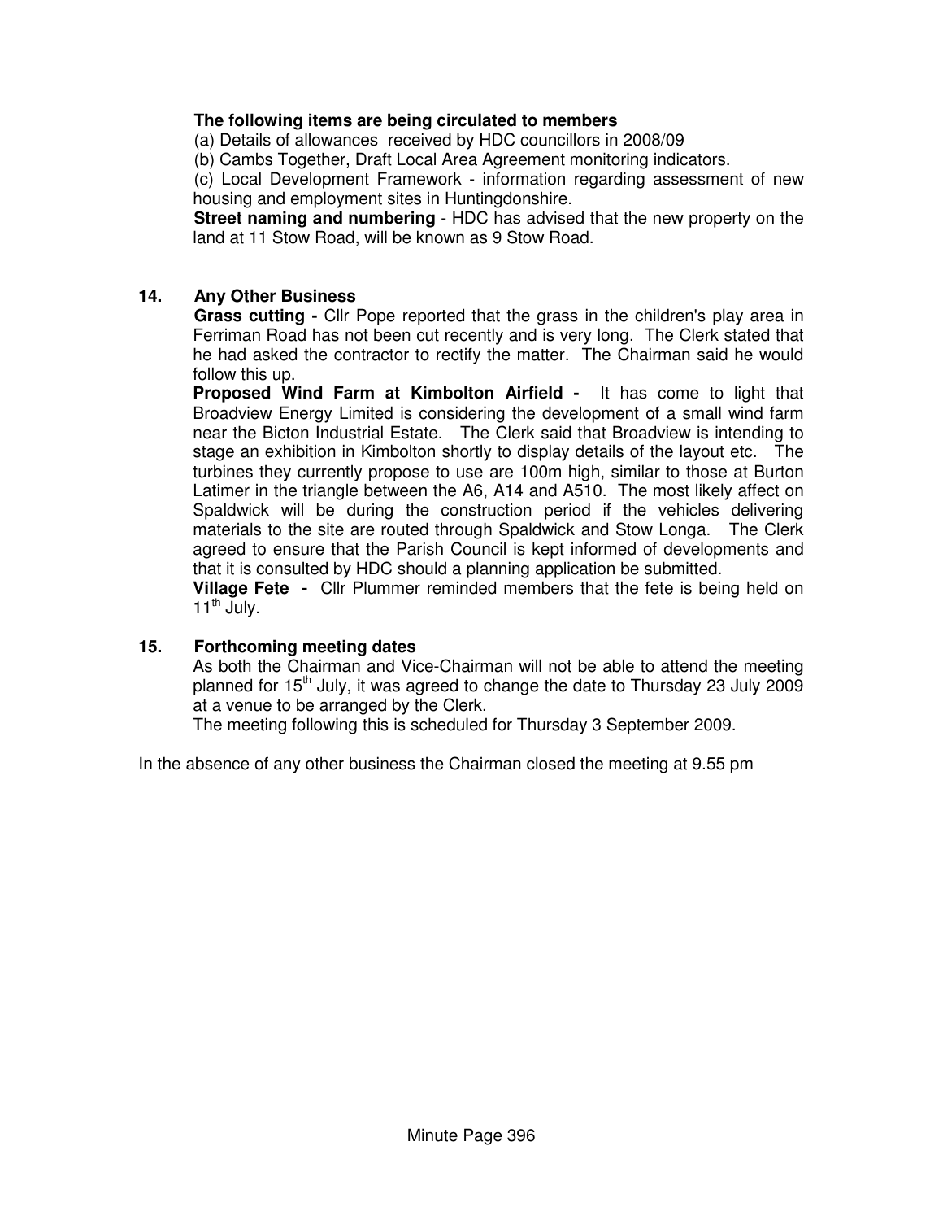**The following items are being circulated to members**

(a) Details of allowances received by HDC councillors in 2008/09

(b) Cambs Together, Draft Local Area Agreement monitoring indicators.

(c) Local Development Framework - information regarding assessment of new housing and employment sites in Huntingdonshire.

**Street naming and numbering** - HDC has advised that the new property on the land at 11 Stow Road, will be known as 9 Stow Road.

## 14. Any Other Business

**Grass cutting -** Cllr Pope reported that the grass in the children's play area in Ferriman Road has not been cut recently and is very long. The Clerk stated that he had asked the contractor to rectify the matter. The Chairman said he would follow this up.

**Proposed Wind Farm at Kimbolton Airfield -** It has come to light that Broadview Energy Limited is considering the development of a small wind farm near the Bicton Industrial Estate. The Clerk said that Broadview is intending to stage an exhibition in Kimbolton shortly to display details of the layout etc. The turbines they currently propose to use are 100m high, similar to those at Burton Latimer in the triangle between the A6, A14 and A510. The most likely affect on Spaldwick will be during the construction period if the vehicles delivering materials to the site are routed through Spaldwick and Stow Longa. The Clerk agreed to ensure that the Parish Council is kept informed of developments and that it is consulted by HDC should a planning application be submitted.

**Village Fete -** Cllr Plummer reminded members that the fete is being held on 11th July.

## 15. Forthcoming meeting dates

As both the Chairman and Vice-Chairman will not be able to attend the meeting planned for 15th July, it was agreed to change the date to Thursday 23 July 2009 at a venue to be arranged by the Clerk.

The meeting following this is scheduled for Thursday 3 September 2009.

In the absence of any other business the Chairman closed the meeting at 9.55 pm

Minute Page 396